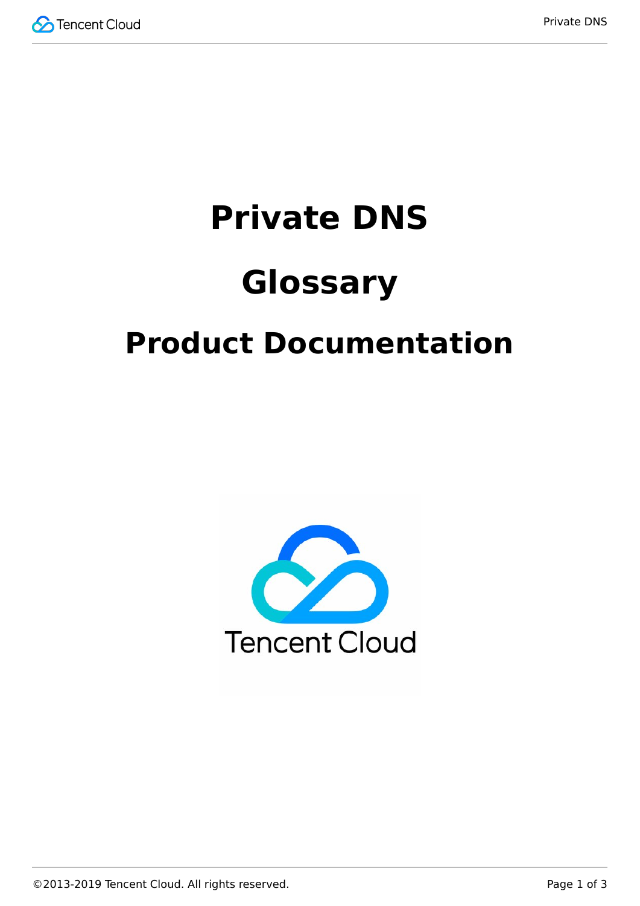# Private DNS

# Glossary

## Product Documentation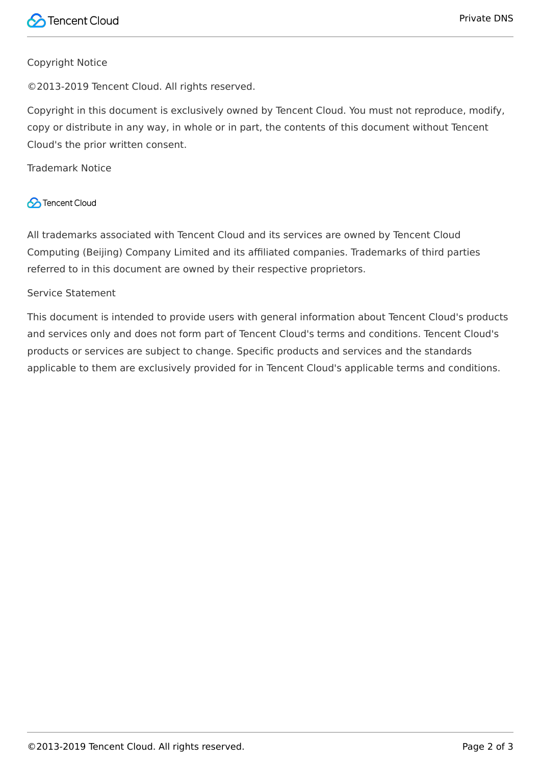Copyright Notice

©2013-2019 Tencent Cloud. All rights reserved.

Copyright in this document is exclusively owned by Tencent Cloud. You must not reproduce, modify, copy or distribute in any way, in whole or in part, the contents of this document without Tencent Cloud's the prior written consent.

Trademark Notice

Tencent Cloud

All trademarks associated with Tencent Cloud and its services are owned by Tencent Cloud Computing (Beijing) Company Limited and its affiliated companies. Trademarks of third parties referred to in this document are owned by their respective proprietors.

Service Statement

This document is intended to provide users with general information about Tencent Cloud's products and services only and does not form part of Tencent Cloud's terms and conditions. Tencent Cloud's products or services are subject to change. Specific products and services and the standards applicable to them are exclusively provided for in Tencent Cloud's applicable terms and conditions.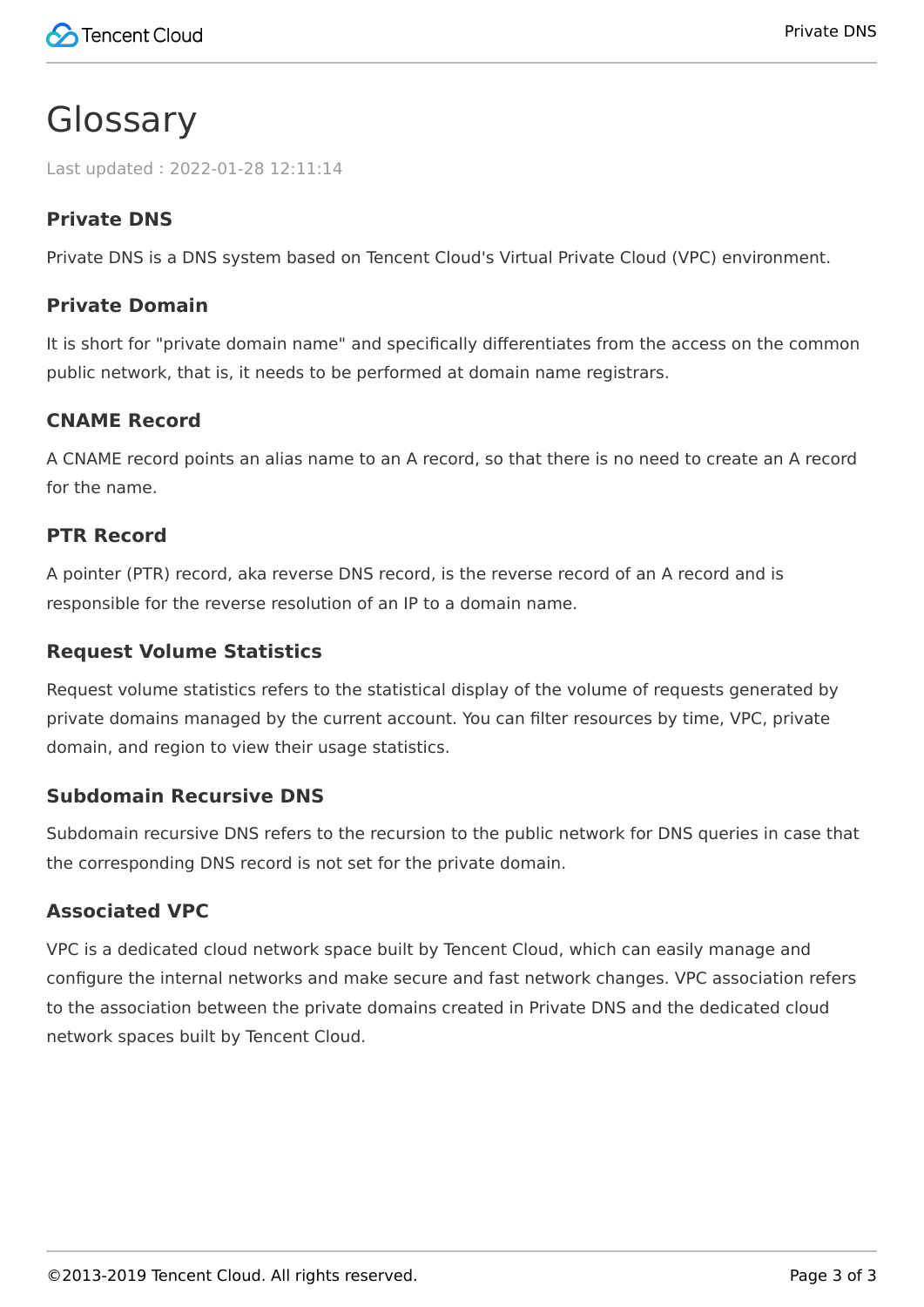# Glossary

Last updated : 2022-01-28 12:11:14

### Private DNS

Private DNS is a DNS system based on Tencent Cloud's Virtual Private Cloud (VPC) environment.

### Private Domain

It is short for "private domain name" and specifically differentiates from the access on the common public network, that is, it needs to be performed at domain name registrars.

### CNAME Record

A CNAME record points an alias name to an A record, so that there is no need to create an A record for the name.

### PTR Record

A pointer (PTR) record, aka reverse DNS record, is the reverse record of an A record and is responsible for the reverse resolution of an IP to a domain name.

### Request Volume Statistics

Request volume statistics refers to the statistical display of the volume of requests generated by private domains managed by the current account. You can filter resources by time, VPC, private domain, and region to view their usage statistics.

### Subdomain Recursive DNS

Subdomain recursive DNS refers to the recursion to the public network for DNS queries in case that the corresponding DNS record is not set for the private domain.

### Associated VPC

VPC is a dedicated cloud network space built by Tencent Cloud, which can easily manage and configure the internal networks and make secure and fast network changes. VPC association refers to the association between the private domains created in Private DNS and the dedicated cloud network spaces built by Tencent Cloud.